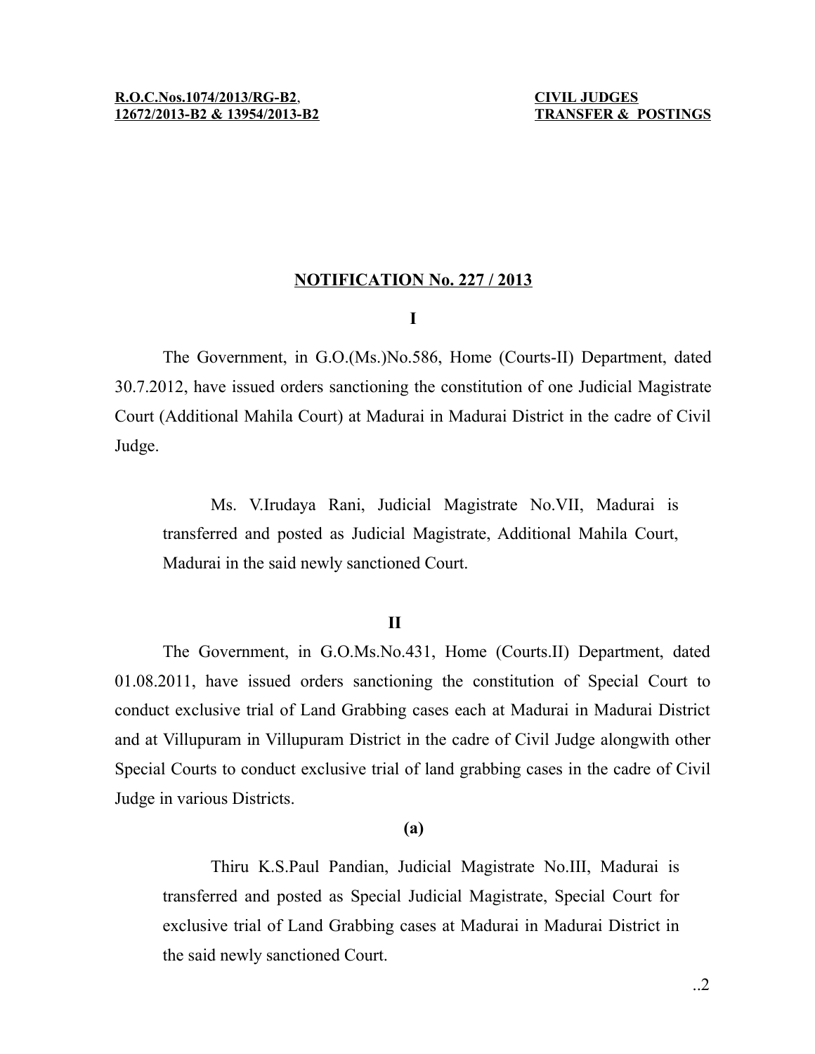**R.O.C.Nos.1074/2013/RG-B2, 12672/2013-B2 & 13954/2013-B2**

**CIVIL JUDGES TRANSFER & POSTINGS**

## NOTIFICATION No. 227 / 2013

### I

The Government, in G.O.(Ms.)No.586, Home (Courts-II) Department, dated 30.7.2012, have issued orders sanctioning the constitution of one Judicial Magistrate Court (Additional Mahila Court) at Madurai in Madurai District in the cadre of Civil Judge.

> Ms. V.Irudaya Rani, Judicial Magistrate No.VII, Madurai is transferred and posted as Judicial Magistrate, Additional Mahila Court, Madurai in the said newly sanctioned Court.

### II

The Government, in G.O.Ms.No.431, Home (Courts.II) Department, dated 01.08.2011, have issued orders sanctioning the constitution of Special Court to conduct exclusive trial of Land Grabbing cases each at Madurai in Madurai District and at Villupuram in Villupuram District in the cadre of Civil Judge alongwith other Special Courts to conduct exclusive trial of land grabbing cases in the cadre of Civil Judge in various Districts.

**(a)**

> Thiru K.S.Paul Pandian, Judicial Magistrate No.III, Madurai is transferred and posted as Special Judicial Magistrate, Special Court for exclusive trial of Land Grabbing cases at Madurai in Madurai District in the said newly sanctioned Court.

..2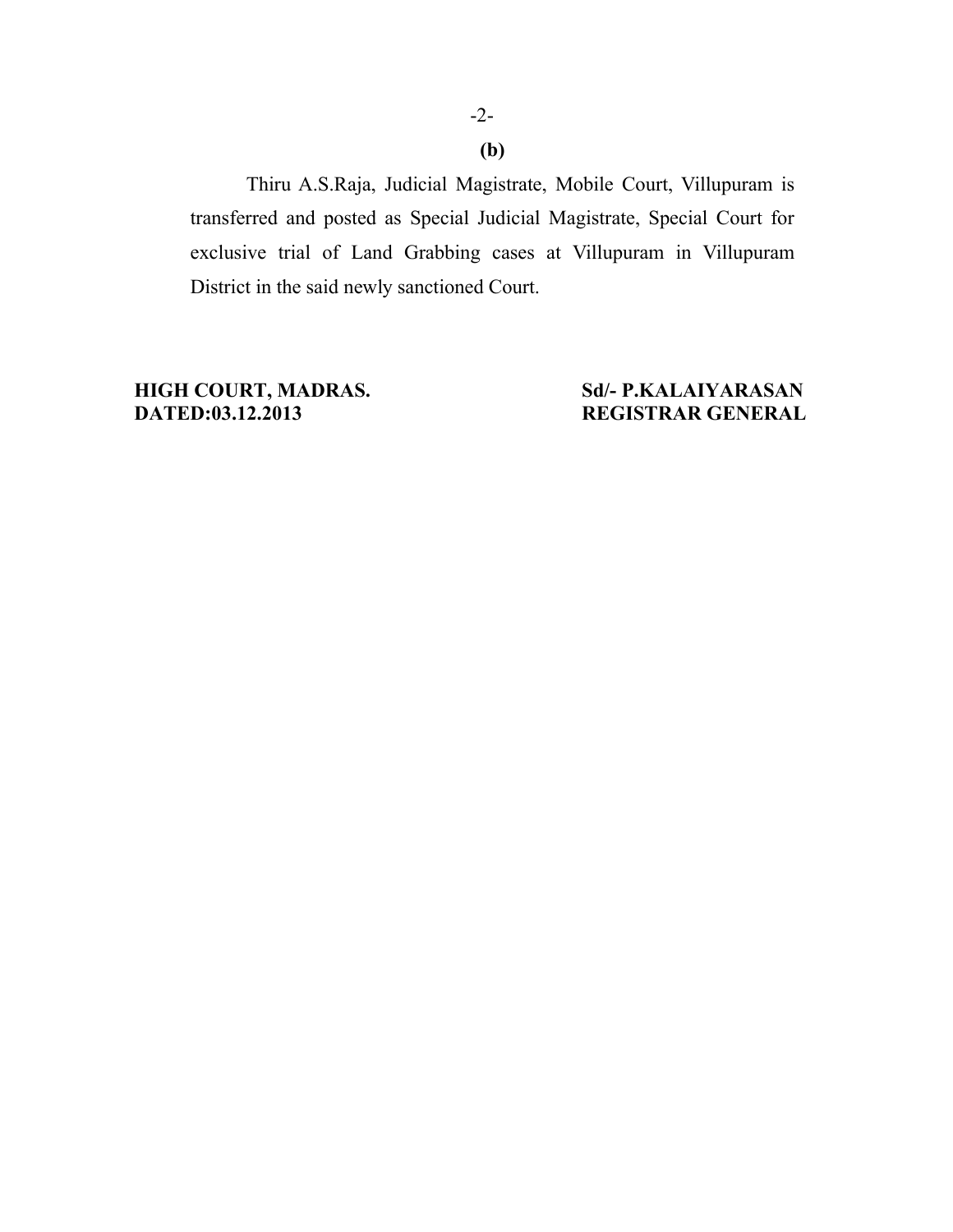**(b)**

Thiru A.S.Raja, Judicial Magistrate, Mobile Court, Villupuram is transferred and posted as Special Judicial Magistrate, Special Court for exclusive trial of Land Grabbing cases at Villupuram in Villupuram District in the said newly sanctioned Court.

**HIGH COURT, MADRAS.**
**DATED:03.12.2013**

**Sd/- P.KALAIYARASAN**
**REGISTRAR GENERAL**